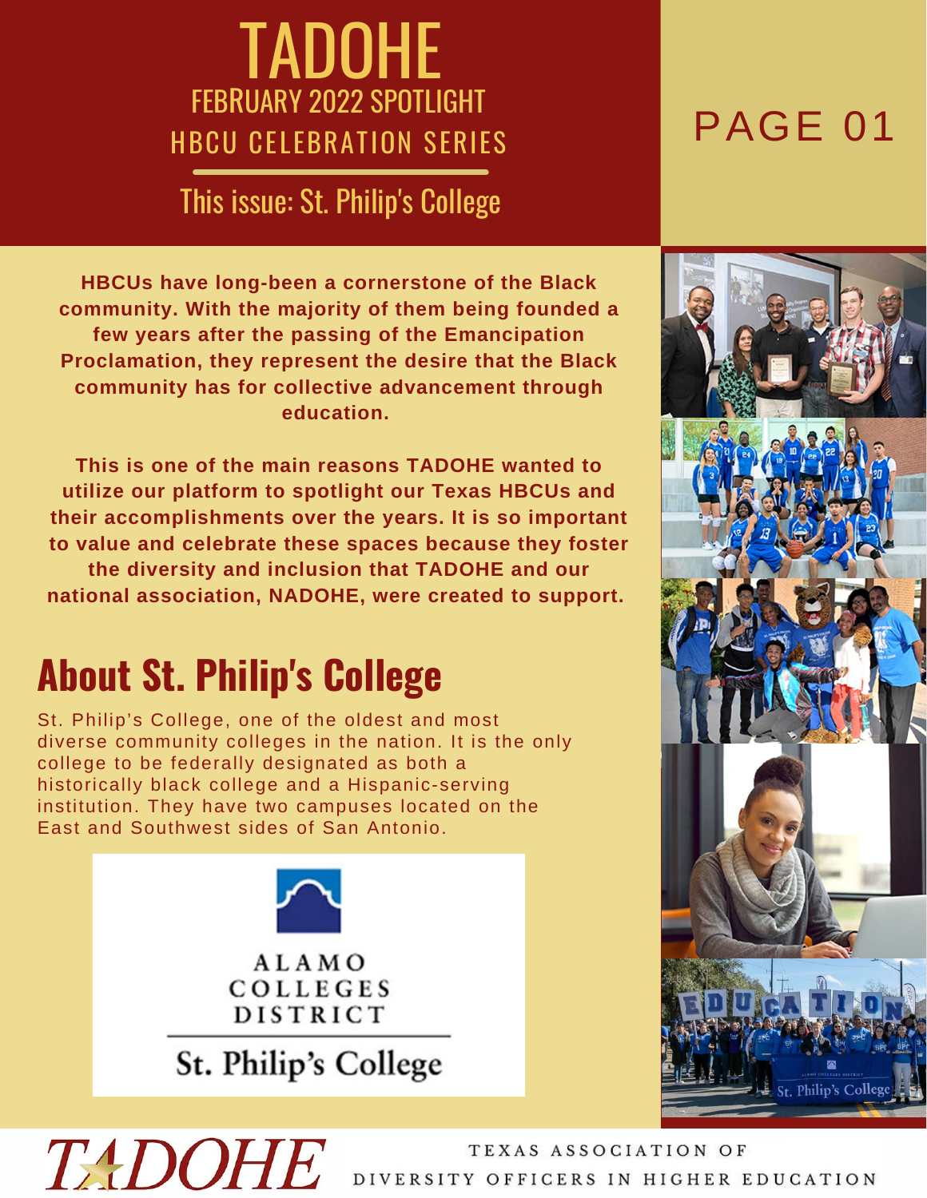# TADOHE

## FEBRUARY 2022 SPOTLIGHT

## HBCU CELEBRATION SERIES

### This issue: St. Philip's College

PAGE 01

**HBCUs have long-been a cornerstone of the Black community. With the majority of them being founded a few years after the passing of the Emancipation Proclamation, they represent the desire that the Black community has for collective advancement through education.**

**This is one of the main reasons TADOHE wanted to utilize our platform to spotlight our Texas HBCUs and their accomplishments over the years. It is so important to value and celebrate these spaces because they foster the diversity and inclusion that TADOHE and our national association, NADOHE, were created to support.**

## About St. Philip's College

St. Philip's College, one of the oldest and most diverse community colleges in the nation. It is the only college to be federally designated as both a historically black college and a Hispanic-serving institution. They have two campuses located on the East and Southwest sides of San Antonio.

ALAMO COLLEGES DISTRICT

St. Philip's College

TADOHE

TEXAS ASSOCIATION OF DIVERSITY OFFICERS IN HIGHER EDUCATION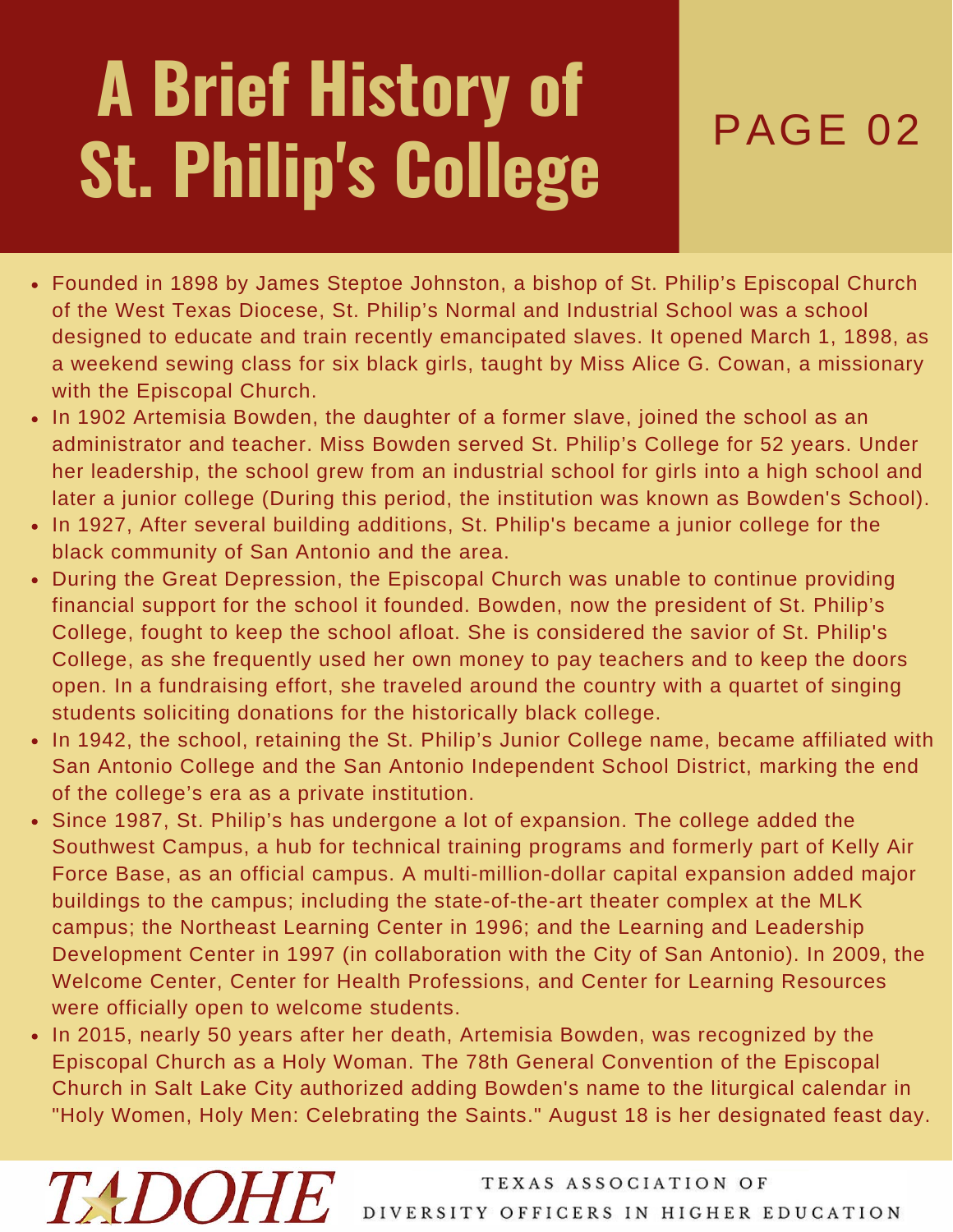# A Brief History of St. Philip's College

PAGE 02

- Founded in 1898 by James Steptoe Johnston, a bishop of St. Philip's Episcopal Church of the West Texas Diocese, St. Philip's Normal and Industrial School was a school designed to educate and train recently emancipated slaves. It opened March 1, 1898, as a weekend sewing class for six black girls, taught by Miss Alice G. Cowan, a missionary with the Episcopal Church.
- In 1902 Artemisia Bowden, the daughter of a former slave, joined the school as an administrator and teacher. Miss Bowden served St. Philip's College for 52 years. Under her leadership, the school grew from an industrial school for girls into a high school and later a junior college (During this period, the institution was known as Bowden's School).
- In 1927, After several building additions, St. Philip's became a junior college for the black community of San Antonio and the area.
- During the Great Depression, the Episcopal Church was unable to continue providing financial support for the school it founded. Bowden, now the president of St. Philip's College, fought to keep the school afloat. She is considered the savior of St. Philip's College, as she frequently used her own money to pay teachers and to keep the doors open. In a fundraising effort, she traveled around the country with a quartet of singing students soliciting donations for the historically black college.
- In 1942, the school, retaining the St. Philip's Junior College name, became affiliated with San Antonio College and the San Antonio Independent School District, marking the end of the college's era as a private institution.
- Since 1987, St. Philip's has undergone a lot of expansion. The college added the Southwest Campus, a hub for technical training programs and formerly part of Kelly Air Force Base, as an official campus. A multi-million-dollar capital expansion added major buildings to the campus; including the state-of-the-art theater complex at the MLK campus; the Northeast Learning Center in 1996; and the Learning and Leadership Development Center in 1997 (in collaboration with the City of San Antonio). In 2009, the Welcome Center, Center for Health Professions, and Center for Learning Resources were officially open to welcome students.
- In 2015, nearly 50 years after her death, Artemisia Bowden, was recognized by the Episcopal Church as a Holy Woman. The 78th General Convention of the Episcopal Church in Salt Lake City authorized adding Bowden's name to the liturgical calendar in "Holy Women, Holy Men: Celebrating the Saints." August 18 is her designated feast day.

TADOHE — TEXAS ASSOCIATION OF DIVERSITY OFFICERS IN HIGHER EDUCATION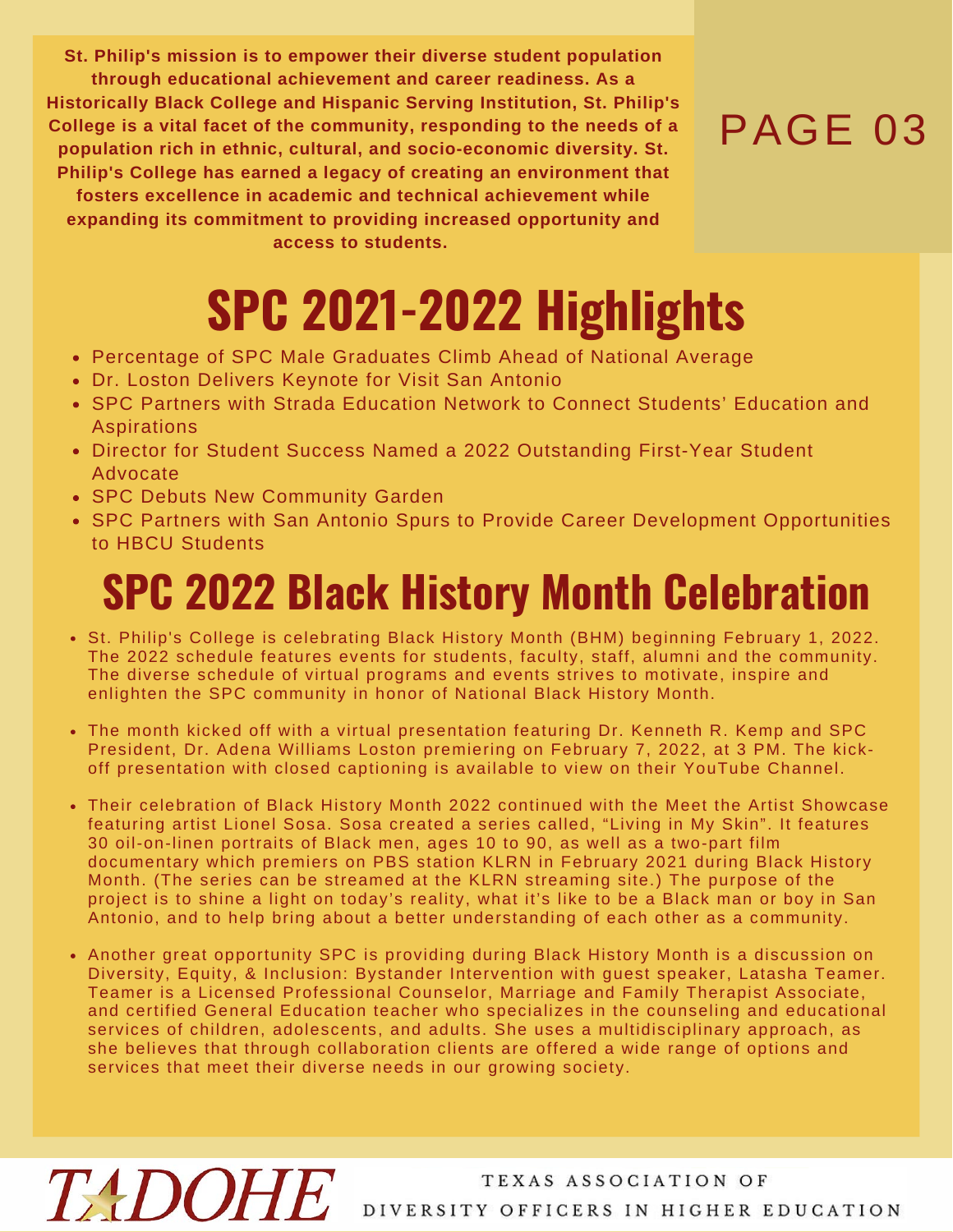**St. Philip's mission is to empower their diverse student population through educational achievement and career readiness. As a Historically Black College and Hispanic Serving Institution, St. Philip's College is a vital facet of the community, responding to the needs of a population rich in ethnic, cultural, and socio-economic diversity. St. Philip's College has earned a legacy of creating an environment that fosters excellence in academic and technical achievement while expanding its commitment to providing increased opportunity and access to students.**

# SPC 2021-2022 Highlights

- Percentage of SPC Male Graduates Climb Ahead of National Average
- Dr. Loston Delivers Keynote for Visit San Antonio
- SPC Partners with Strada Education Network to Connect Students' Education and Aspirations
- Director for Student Success Named a 2022 Outstanding First-Year Student Advocate
- SPC Debuts New Community Garden
- SPC Partners with San Antonio Spurs to Provide Career Development Opportunities to HBCU Students

# SPC 2022 Black History Month Celebration

- St. Philip's College is celebrating Black History Month (BHM) beginning February 1, 2022. The 2022 schedule features events for students, faculty, staff, alumni and the community. The diverse schedule of virtual programs and events strives to motivate, inspire and enlighten the SPC community in honor of National Black History Month.

- The month kicked off with a virtual presentation featuring Dr. Kenneth R. Kemp and SPC President, Dr. Adena Williams Loston premiering on February 7, 2022, at 3 PM. The kick-off presentation with closed captioning is available to view on their YouTube Channel.

- Their celebration of Black History Month 2022 continued with the Meet the Artist Showcase featuring artist Lionel Sosa. Sosa created a series called, "Living in My Skin". It features 30 oil-on-linen portraits of Black men, ages 10 to 90, as well as a two-part film documentary which premiers on PBS station KLRN in February 2021 during Black History Month. (The series can be streamed at the KLRN streaming site.) The purpose of the project is to shine a light on today's reality, what it's like to be a Black man or boy in San Antonio, and to help bring about a better understanding of each other as a community.

- Another great opportunity SPC is providing during Black History Month is a discussion on Diversity, Equity, & Inclusion: Bystander Intervention with guest speaker, Latasha Teamer. Teamer is a Licensed Professional Counselor, Marriage and Family Therapist Associate, and certified General Education teacher who specializes in the counseling and educational services of children, adolescents, and adults. She uses a multidisciplinary approach, as she believes that through collaboration clients are offered a wide range of options and services that meet their diverse needs in our growing society.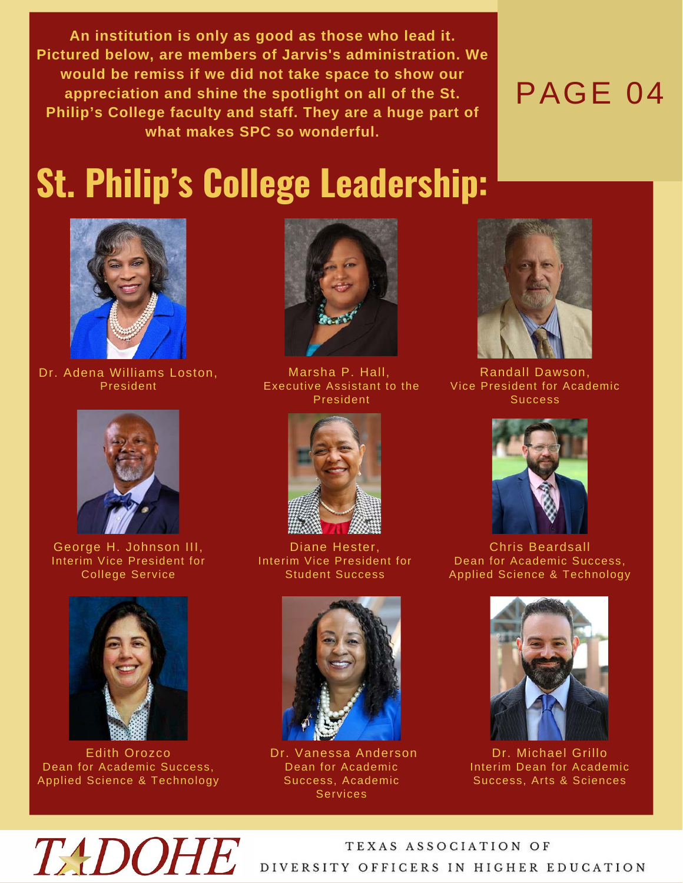**An institution is only as good as those who lead it. Pictured below, are members of Jarvis's administration. We would be remiss if we did not take space to show our appreciation and shine the spotlight on all of the St. Philip's College faculty and staff. They are a huge part of what makes SPC so wonderful.**

# St. Philip's College Leadership:

Dr. Adena Williams Loston,
President

Marsha P. Hall,
Executive Assistant to the President

Randall Dawson,
Vice President for Academic Success

George H. Johnson III,
Interim Vice President for College Service

Diane Hester,
Interim Vice President for Student Success

Chris Beardsall
Dean for Academic Success, Applied Science & Technology

Edith Orozco
Dean for Academic Success, Applied Science & Technology

Dr. Vanessa Anderson
Dean for Academic Success, Academic Services

Dr. Michael Grillo
Interim Dean for Academic Success, Arts & Sciences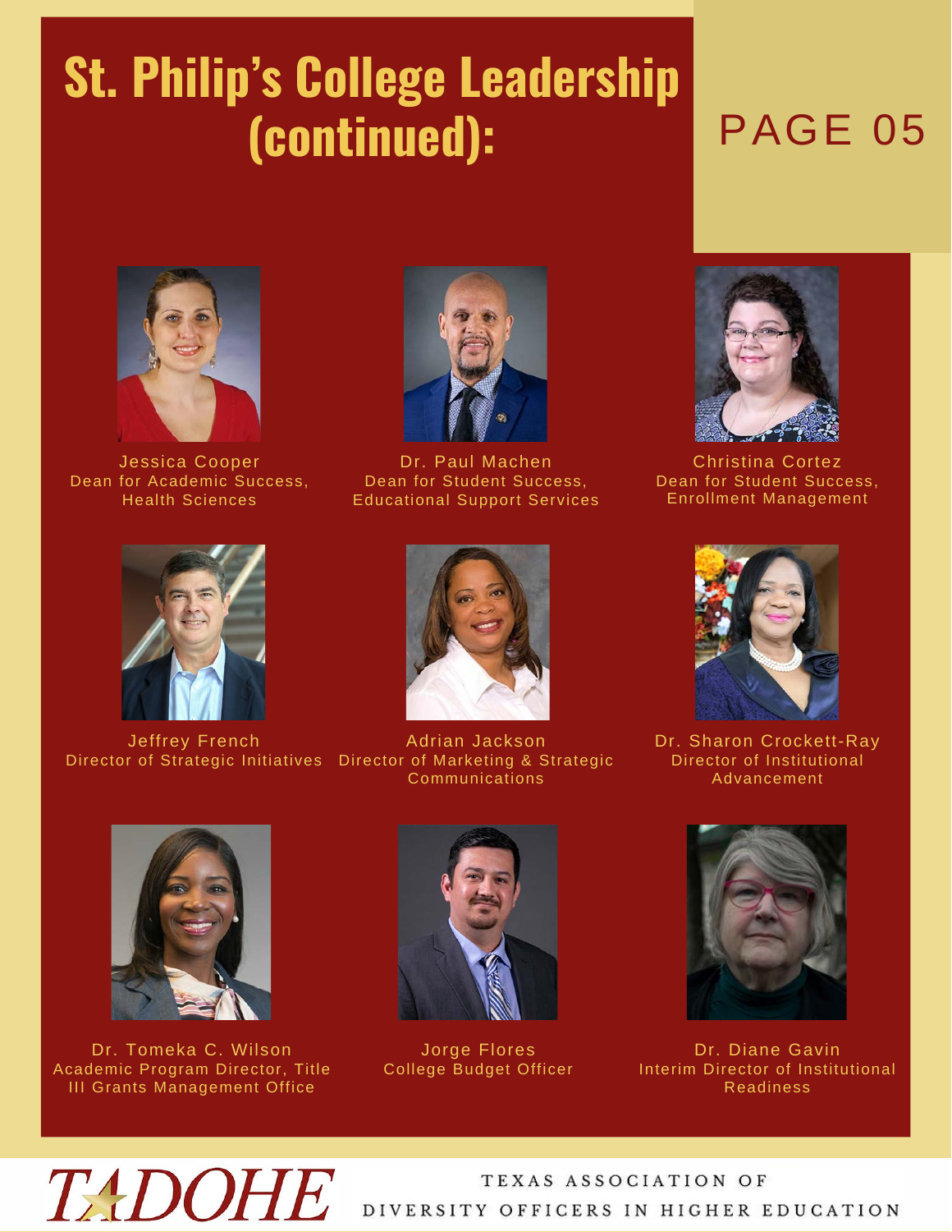# St. Philip's College Leadership (continued):

Jessica Cooper
Dean for Academic Success, Health Sciences

Dr. Paul Machen
Dean for Student Success, Educational Support Services

Christina Cortez
Dean for Student Success, Enrollment Management

Jeffrey French
Director of Strategic Initiatives

Adrian Jackson
Director of Marketing & Strategic Communications

Dr. Sharon Crockett-Ray
Director of Institutional Advancement

Dr. Tomeka C. Wilson
Academic Program Director, Title III Grants Management Office

Jorge Flores
College Budget Officer

Dr. Diane Gavin
Interim Director of Institutional Readiness

TADOHE
TEXAS ASSOCIATION OF DIVERSITY OFFICERS IN HIGHER EDUCATION